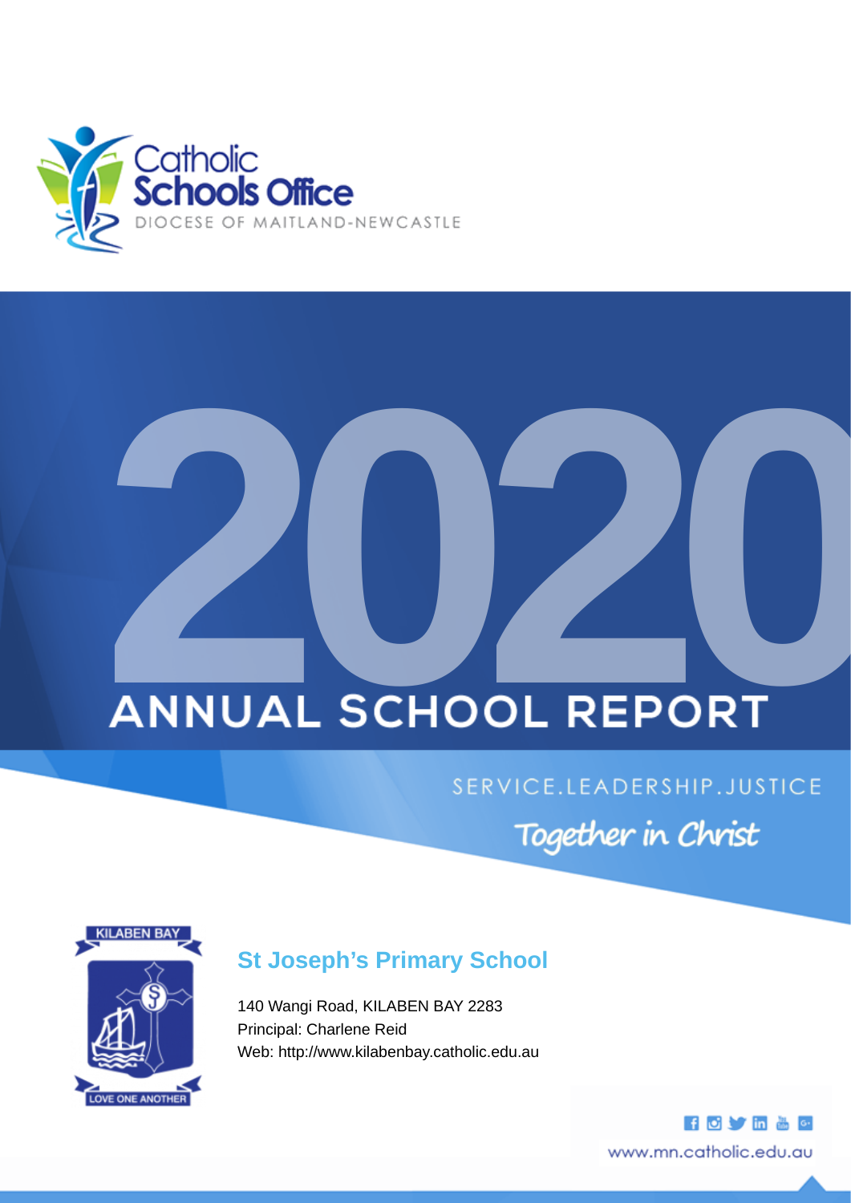Catholic Schools Office

DIOCESE OF MAITLAND-NEWCASTLE

# 2020 ANNUAL SCHOOL REPORT

SERVICE.LEADERSHIP.JUSTICE

*Together in Christ*

KILABEN BAY

LOVE ONE ANOTHER

## St Joseph's Primary School

140 Wangi Road, KILABEN BAY 2283

Principal: Charlene Reid

Web: http://www.kilabenbay.catholic.edu.au

www.mn.catholic.edu.au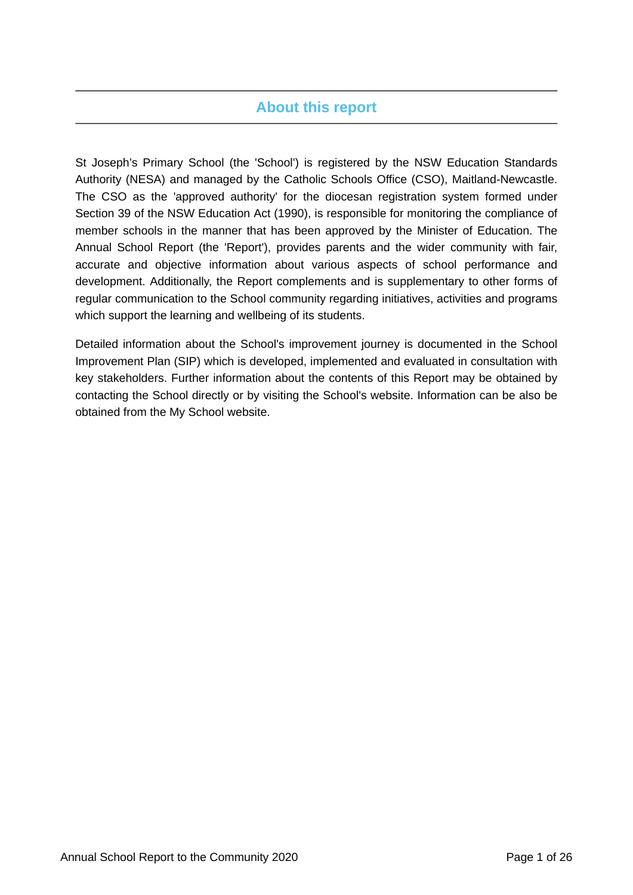## About this report

St Joseph’s Primary School (the 'School') is registered by the NSW Education Standards Authority (NESA) and managed by the Catholic Schools Office (CSO), Maitland-Newcastle. The CSO as the 'approved authority' for the diocesan registration system formed under Section 39 of the NSW Education Act (1990), is responsible for monitoring the compliance of member schools in the manner that has been approved by the Minister of Education. The Annual School Report (the 'Report'), provides parents and the wider community with fair, accurate and objective information about various aspects of school performance and development. Additionally, the Report complements and is supplementary to other forms of regular communication to the School community regarding initiatives, activities and programs which support the learning and wellbeing of its students.

Detailed information about the School's improvement journey is documented in the School Improvement Plan (SIP) which is developed, implemented and evaluated in consultation with key stakeholders. Further information about the contents of this Report may be obtained by contacting the School directly or by visiting the School's website. Information can be also be obtained from the My School website.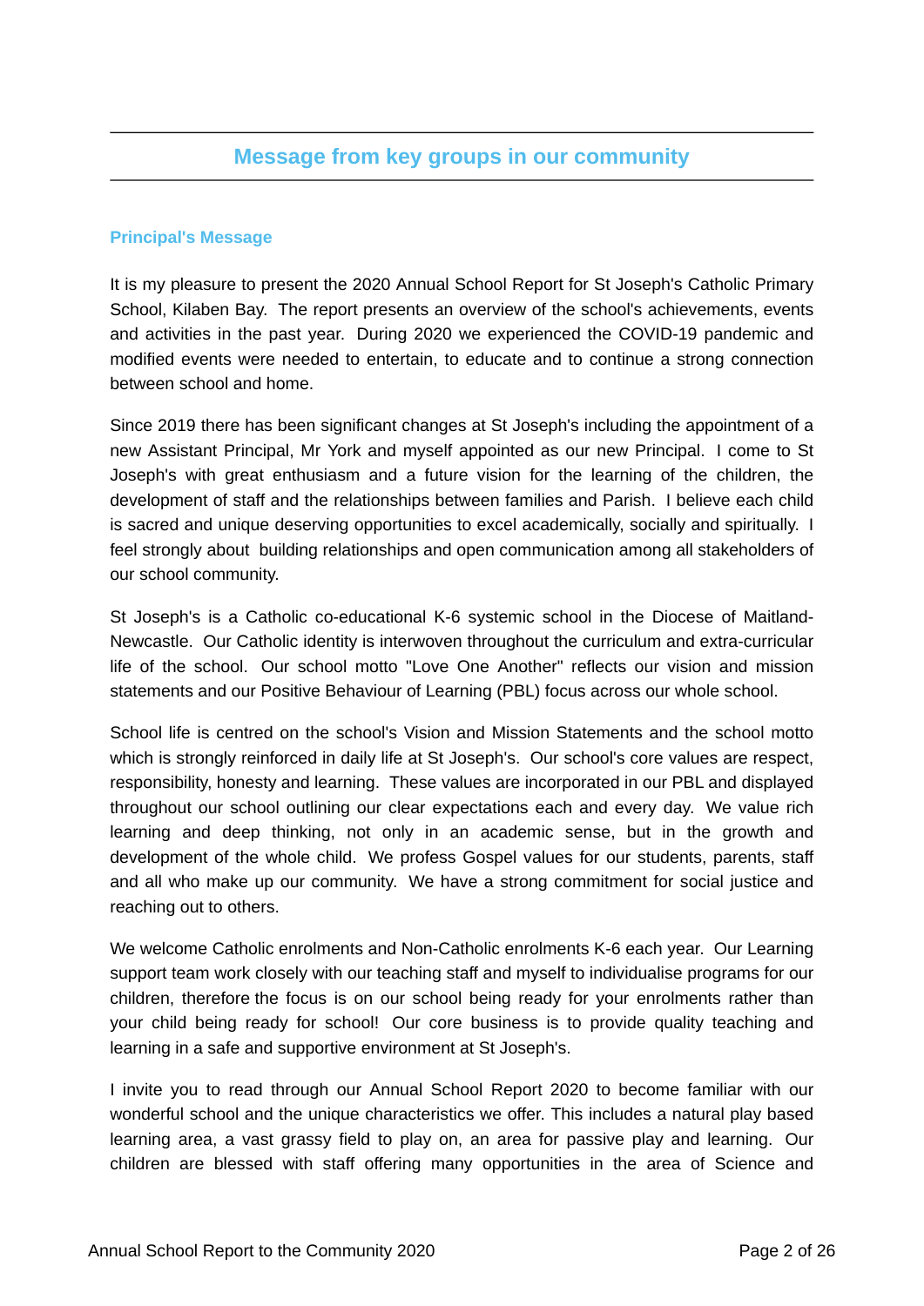## Message from key groups in our community

### Principal's Message

It is my pleasure to present the 2020 Annual School Report for St Joseph's Catholic Primary School, Kilaben Bay. The report presents an overview of the school's achievements, events and activities in the past year. During 2020 we experienced the COVID-19 pandemic and modified events were needed to entertain, to educate and to continue a strong connection between school and home.

Since 2019 there has been significant changes at St Joseph's including the appointment of a new Assistant Principal, Mr York and myself appointed as our new Principal. I come to St Joseph's with great enthusiasm and a future vision for the learning of the children, the development of staff and the relationships between families and Parish. I believe each child is sacred and unique deserving opportunities to excel academically, socially and spiritually. I feel strongly about building relationships and open communication among all stakeholders of our school community.

St Joseph's is a Catholic co-educational K-6 systemic school in the Diocese of Maitland-Newcastle. Our Catholic identity is interwoven throughout the curriculum and extra-curricular life of the school. Our school motto "Love One Another" reflects our vision and mission statements and our Positive Behaviour of Learning (PBL) focus across our whole school.

School life is centred on the school's Vision and Mission Statements and the school motto which is strongly reinforced in daily life at St Joseph's. Our school's core values are respect, responsibility, honesty and learning. These values are incorporated in our PBL and displayed throughout our school outlining our clear expectations each and every day. We value rich learning and deep thinking, not only in an academic sense, but in the growth and development of the whole child. We profess Gospel values for our students, parents, staff and all who make up our community. We have a strong commitment for social justice and reaching out to others.

We welcome Catholic enrolments and Non-Catholic enrolments K-6 each year. Our Learning support team work closely with our teaching staff and myself to individualise programs for our children, therefore the focus is on our school being ready for your enrolments rather than your child being ready for school! Our core business is to provide quality teaching and learning in a safe and supportive environment at St Joseph's.

I invite you to read through our Annual School Report 2020 to become familiar with our wonderful school and the unique characteristics we offer. This includes a natural play based learning area, a vast grassy field to play on, an area for passive play and learning. Our children are blessed with staff offering many opportunities in the area of Science and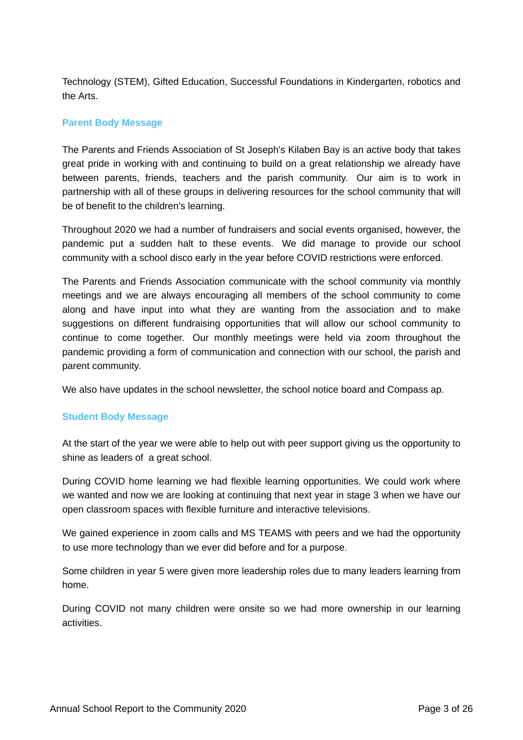Technology (STEM), Gifted Education, Successful Foundations in Kindergarten, robotics and the Arts.

## Parent Body Message

The Parents and Friends Association of St Joseph's Kilaben Bay is an active body that takes great pride in working with and continuing to build on a great relationship we already have between parents, friends, teachers and the parish community. Our aim is to work in partnership with all of these groups in delivering resources for the school community that will be of benefit to the children's learning.

Throughout 2020 we had a number of fundraisers and social events organised, however, the pandemic put a sudden halt to these events. We did manage to provide our school community with a school disco early in the year before COVID restrictions were enforced.

The Parents and Friends Association communicate with the school community via monthly meetings and we are always encouraging all members of the school community to come along and have input into what they are wanting from the association and to make suggestions on different fundraising opportunities that will allow our school community to continue to come together. Our monthly meetings were held via zoom throughout the pandemic providing a form of communication and connection with our school, the parish and parent community.

We also have updates in the school newsletter, the school notice board and Compass ap.

## Student Body Message

At the start of the year we were able to help out with peer support giving us the opportunity to shine as leaders of a great school.

During COVID home learning we had flexible learning opportunities. We could work where we wanted and now we are looking at continuing that next year in stage 3 when we have our open classroom spaces with flexible furniture and interactive televisions.

We gained experience in zoom calls and MS TEAMS with peers and we had the opportunity to use more technology than we ever did before and for a purpose.

Some children in year 5 were given more leadership roles due to many leaders learning from home.

During COVID not many children were onsite so we had more ownership in our learning activities.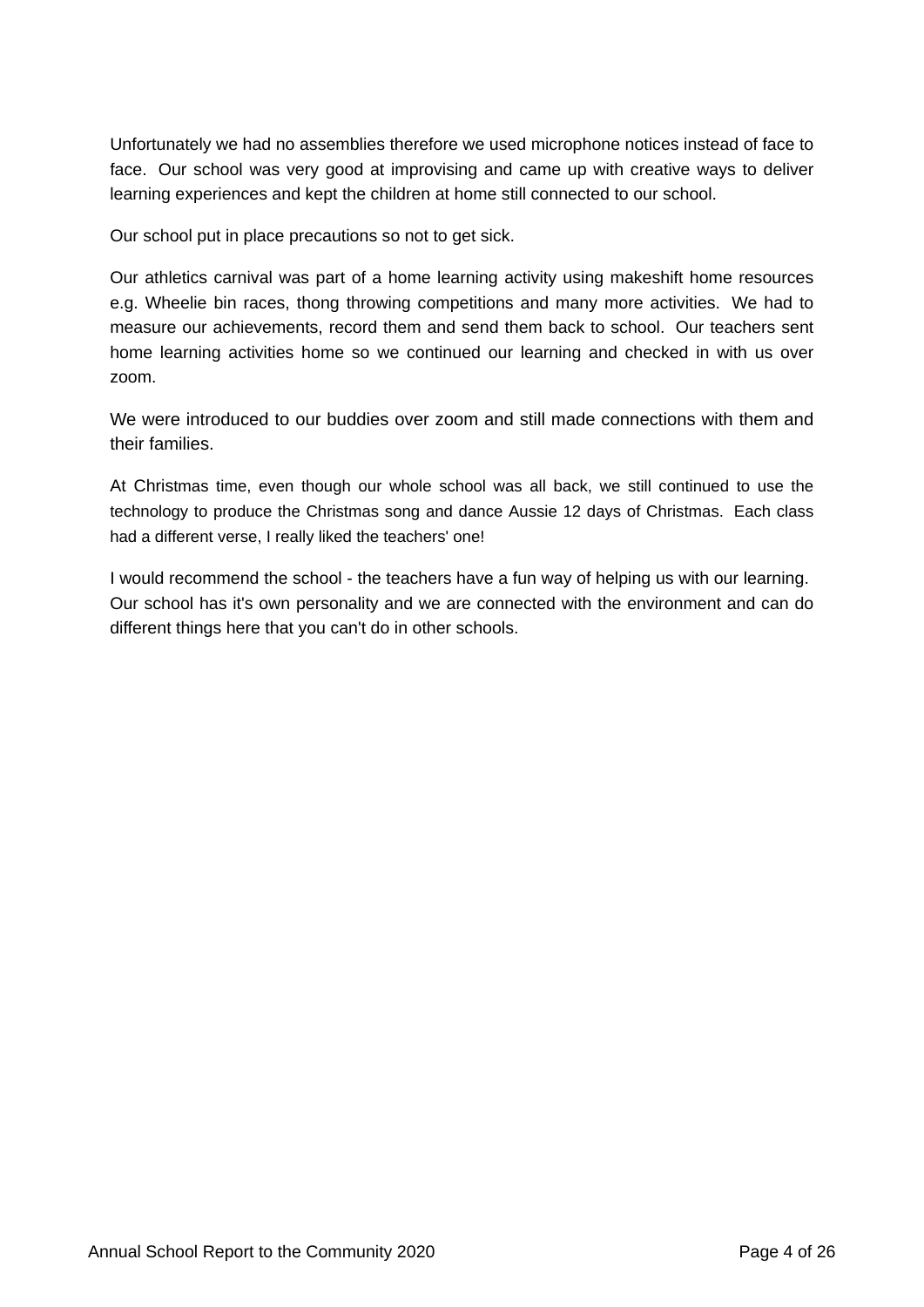Unfortunately we had no assemblies therefore we used microphone notices instead of face to face. Our school was very good at improvising and came up with creative ways to deliver learning experiences and kept the children at home still connected to our school.

Our school put in place precautions so not to get sick.

Our athletics carnival was part of a home learning activity using makeshift home resources e.g. Wheelie bin races, thong throwing competitions and many more activities. We had to measure our achievements, record them and send them back to school. Our teachers sent home learning activities home so we continued our learning and checked in with us over zoom.

We were introduced to our buddies over zoom and still made connections with them and their families.

At Christmas time, even though our whole school was all back, we still continued to use the technology to produce the Christmas song and dance Aussie 12 days of Christmas. Each class had a different verse, I really liked the teachers' one!

I would recommend the school - the teachers have a fun way of helping us with our learning. Our school has it's own personality and we are connected with the environment and can do different things here that you can't do in other schools.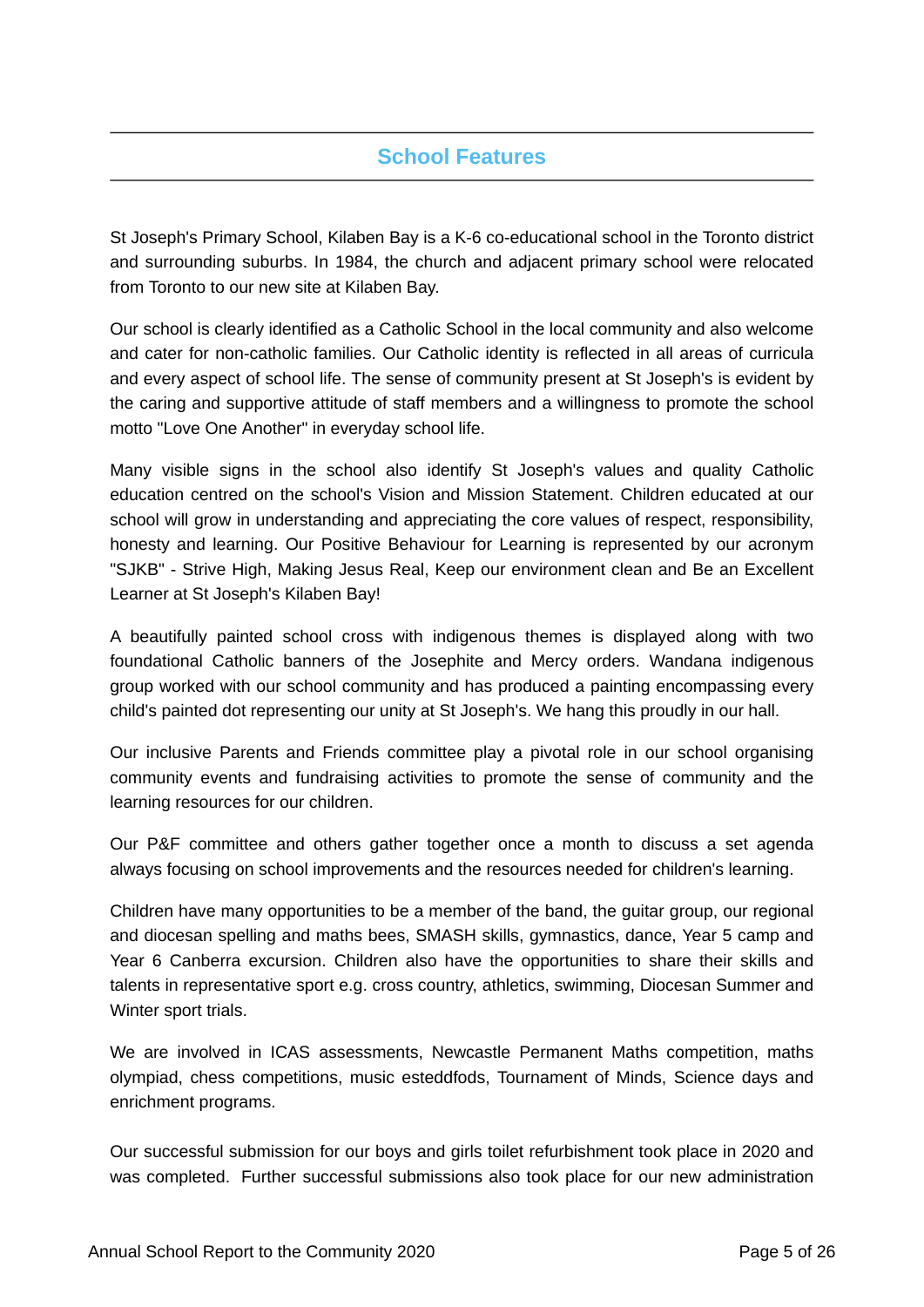## School Features

St Joseph's Primary School, Kilaben Bay is a K-6 co-educational school in the Toronto district and surrounding suburbs. In 1984, the church and adjacent primary school were relocated from Toronto to our new site at Kilaben Bay.

Our school is clearly identified as a Catholic School in the local community and also welcome and cater for non-catholic families. Our Catholic identity is reflected in all areas of curricula and every aspect of school life. The sense of community present at St Joseph's is evident by the caring and supportive attitude of staff members and a willingness to promote the school motto "Love One Another" in everyday school life.

Many visible signs in the school also identify St Joseph's values and quality Catholic education centred on the school's Vision and Mission Statement. Children educated at our school will grow in understanding and appreciating the core values of respect, responsibility, honesty and learning. Our Positive Behaviour for Learning is represented by our acronym "SJKB" - Strive High, Making Jesus Real, Keep our environment clean and Be an Excellent Learner at St Joseph's Kilaben Bay!

A beautifully painted school cross with indigenous themes is displayed along with two foundational Catholic banners of the Josephite and Mercy orders. Wandana indigenous group worked with our school community and has produced a painting encompassing every child's painted dot representing our unity at St Joseph's. We hang this proudly in our hall.

Our inclusive Parents and Friends committee play a pivotal role in our school organising community events and fundraising activities to promote the sense of community and the learning resources for our children.

Our P&F committee and others gather together once a month to discuss a set agenda always focusing on school improvements and the resources needed for children's learning.

Children have many opportunities to be a member of the band, the guitar group, our regional and diocesan spelling and maths bees, SMASH skills, gymnastics, dance, Year 5 camp and Year 6 Canberra excursion. Children also have the opportunities to share their skills and talents in representative sport e.g. cross country, athletics, swimming, Diocesan Summer and Winter sport trials.

We are involved in ICAS assessments, Newcastle Permanent Maths competition, maths olympiad, chess competitions, music esteddfods, Tournament of Minds, Science days and enrichment programs.

Our successful submission for our boys and girls toilet refurbishment took place in 2020 and was completed. Further successful submissions also took place for our new administration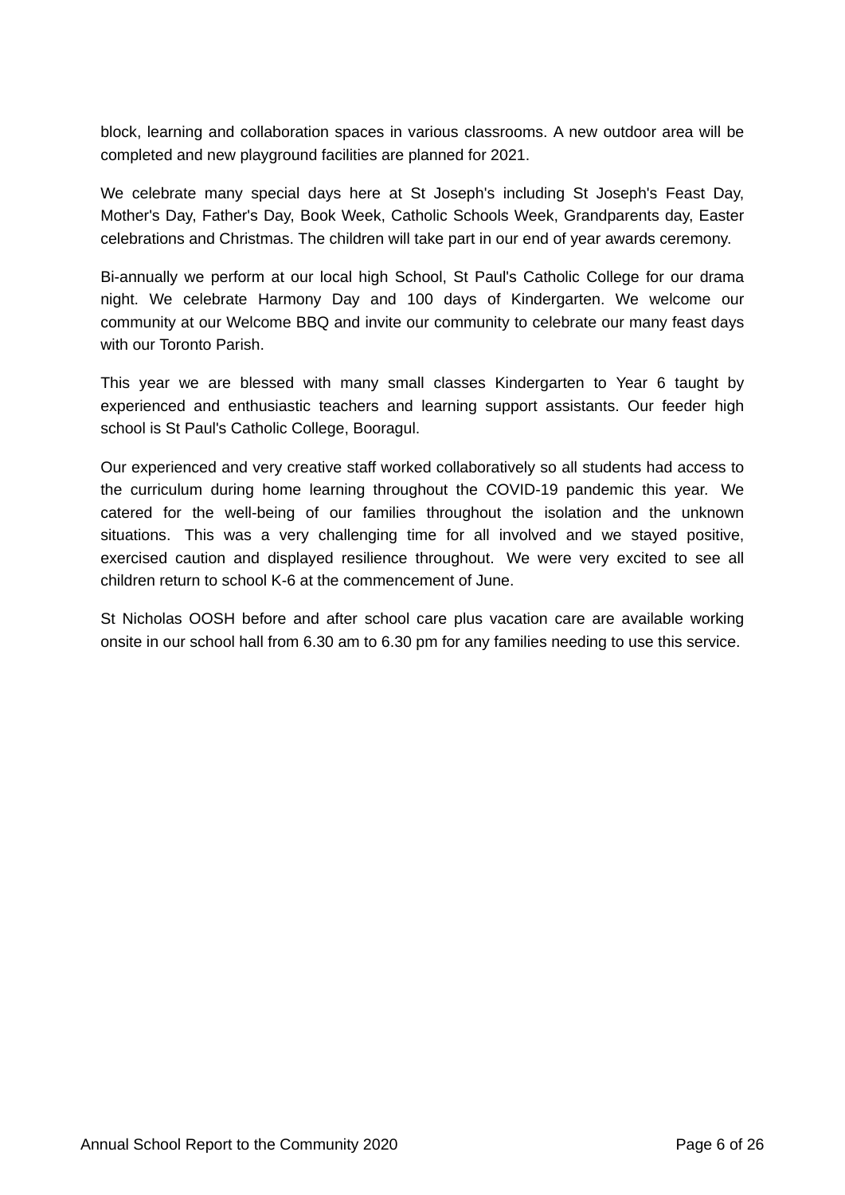block, learning and collaboration spaces in various classrooms. A new outdoor area will be completed and new playground facilities are planned for 2021.

We celebrate many special days here at St Joseph's including St Joseph's Feast Day, Mother's Day, Father's Day, Book Week, Catholic Schools Week, Grandparents day, Easter celebrations and Christmas. The children will take part in our end of year awards ceremony.

Bi-annually we perform at our local high School, St Paul's Catholic College for our drama night. We celebrate Harmony Day and 100 days of Kindergarten. We welcome our community at our Welcome BBQ and invite our community to celebrate our many feast days with our Toronto Parish.

This year we are blessed with many small classes Kindergarten to Year 6 taught by experienced and enthusiastic teachers and learning support assistants. Our feeder high school is St Paul's Catholic College, Booragul.

Our experienced and very creative staff worked collaboratively so all students had access to the curriculum during home learning throughout the COVID-19 pandemic this year. We catered for the well-being of our families throughout the isolation and the unknown situations. This was a very challenging time for all involved and we stayed positive, exercised caution and displayed resilience throughout. We were very excited to see all children return to school K-6 at the commencement of June.

St Nicholas OOSH before and after school care plus vacation care are available working onsite in our school hall from 6.30 am to 6.30 pm for any families needing to use this service.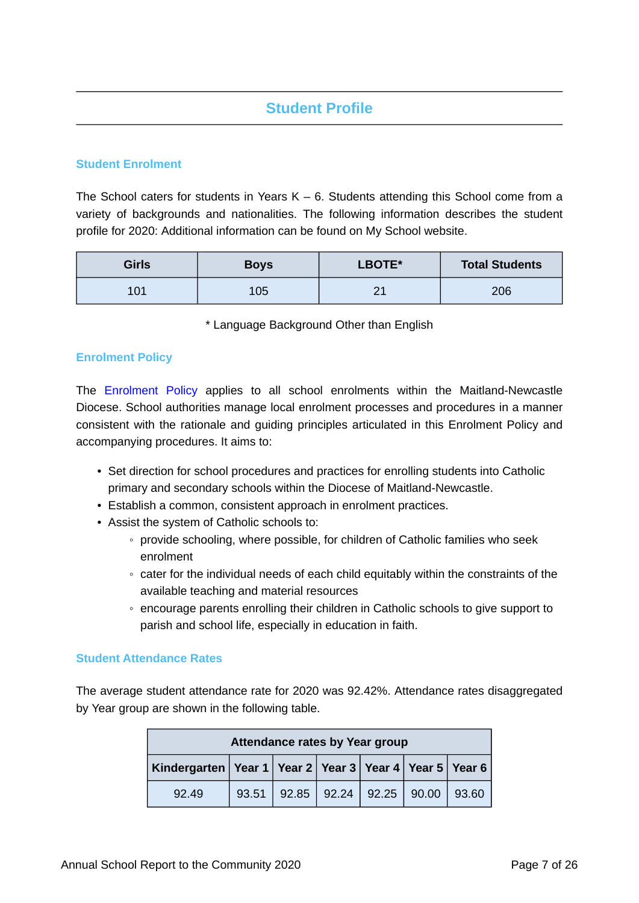# Student Profile

## Student Enrolment

The School caters for students in Years K – 6. Students attending this School come from a variety of backgrounds and nationalities. The following information describes the student profile for 2020: Additional information can be found on My School website.

| Girls | Boys | LBOTE* | Total Students |
|---|---|---|---|
| 101 | 105 | 21 | 206 |

\* Language Background Other than English

## Enrolment Policy

The Enrolment Policy applies to all school enrolments within the Maitland-Newcastle Diocese. School authorities manage local enrolment processes and procedures in a manner consistent with the rationale and guiding principles articulated in this Enrolment Policy and accompanying procedures. It aims to:

- Set direction for school procedures and practices for enrolling students into Catholic primary and secondary schools within the Diocese of Maitland-Newcastle.
- Establish a common, consistent approach in enrolment practices.
- Assist the system of Catholic schools to:
    - provide schooling, where possible, for children of Catholic families who seek enrolment
    - cater for the individual needs of each child equitably within the constraints of the available teaching and material resources
    - encourage parents enrolling their children in Catholic schools to give support to parish and school life, especially in education in faith.

## Student Attendance Rates

The average student attendance rate for 2020 was 92.42%. Attendance rates disaggregated by Year group are shown in the following table.

| Attendance rates by Year group | | | | | | |
|---|---|---|---|---|---|---|
| **Kindergarten** | **Year 1** | **Year 2** | **Year 3** | **Year 4** | **Year 5** | **Year 6** |
| 92.49 | 93.51 | 92.85 | 92.24 | 92.25 | 90.00 | 93.60 |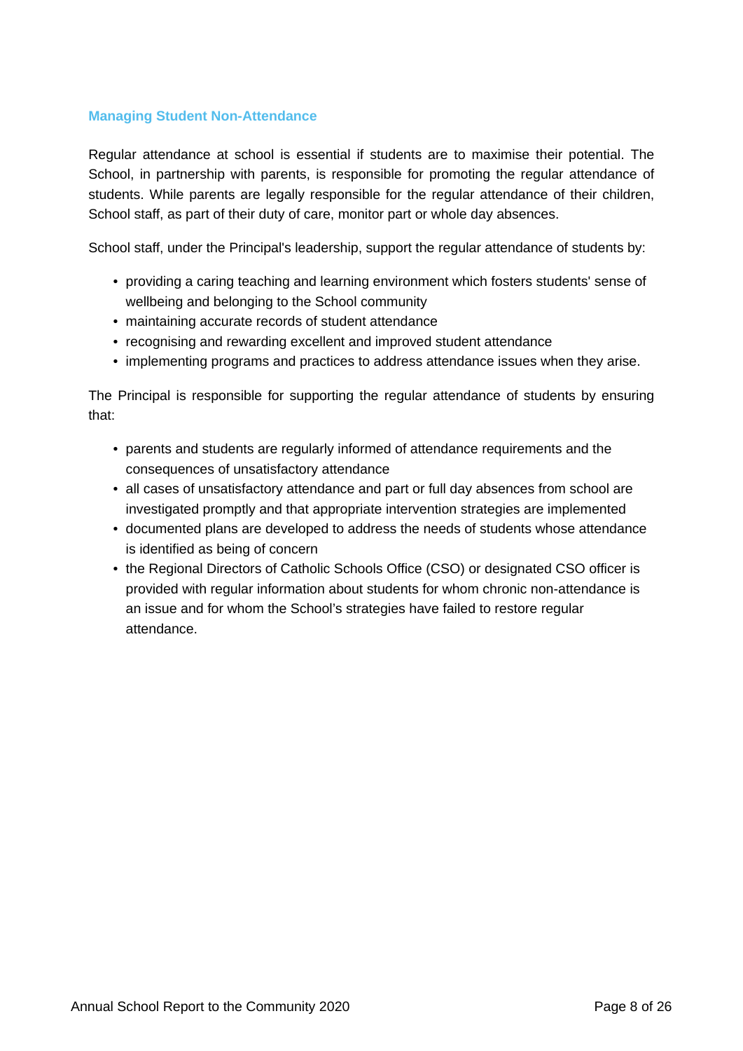### Managing Student Non-Attendance

Regular attendance at school is essential if students are to maximise their potential. The School, in partnership with parents, is responsible for promoting the regular attendance of students. While parents are legally responsible for the regular attendance of their children, School staff, as part of their duty of care, monitor part or whole day absences.

School staff, under the Principal's leadership, support the regular attendance of students by:

- providing a caring teaching and learning environment which fosters students' sense of wellbeing and belonging to the School community
- maintaining accurate records of student attendance
- recognising and rewarding excellent and improved student attendance
- implementing programs and practices to address attendance issues when they arise.

The Principal is responsible for supporting the regular attendance of students by ensuring that:

- parents and students are regularly informed of attendance requirements and the consequences of unsatisfactory attendance
- all cases of unsatisfactory attendance and part or full day absences from school are investigated promptly and that appropriate intervention strategies are implemented
- documented plans are developed to address the needs of students whose attendance is identified as being of concern
- the Regional Directors of Catholic Schools Office (CSO) or designated CSO officer is provided with regular information about students for whom chronic non-attendance is an issue and for whom the School's strategies have failed to restore regular attendance.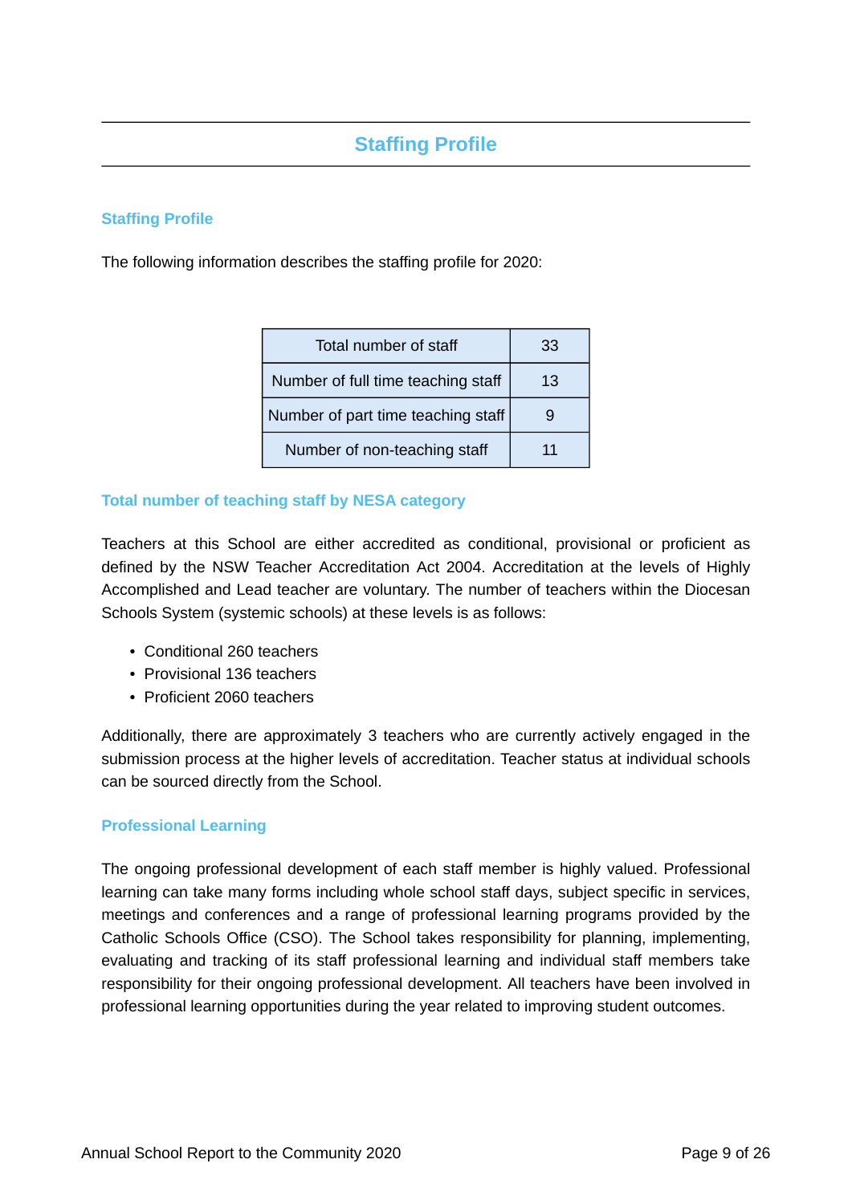# Staffing Profile

## Staffing Profile

The following information describes the staffing profile for 2020:

| Total number of staff | 33 |
|---|---|
| Number of full time teaching staff | 13 |
| Number of part time teaching staff | 9 |
| Number of non-teaching staff | 11 |

## Total number of teaching staff by NESA category

Teachers at this School are either accredited as conditional, provisional or proficient as defined by the NSW Teacher Accreditation Act 2004. Accreditation at the levels of Highly Accomplished and Lead teacher are voluntary. The number of teachers within the Diocesan Schools System (systemic schools) at these levels is as follows:

- Conditional 260 teachers
- Provisional 136 teachers
- Proficient 2060 teachers

Additionally, there are approximately 3 teachers who are currently actively engaged in the submission process at the higher levels of accreditation. Teacher status at individual schools can be sourced directly from the School.

## Professional Learning

The ongoing professional development of each staff member is highly valued. Professional learning can take many forms including whole school staff days, subject specific in services, meetings and conferences and a range of professional learning programs provided by the Catholic Schools Office (CSO). The School takes responsibility for planning, implementing, evaluating and tracking of its staff professional learning and individual staff members take responsibility for their ongoing professional development. All teachers have been involved in professional learning opportunities during the year related to improving student outcomes.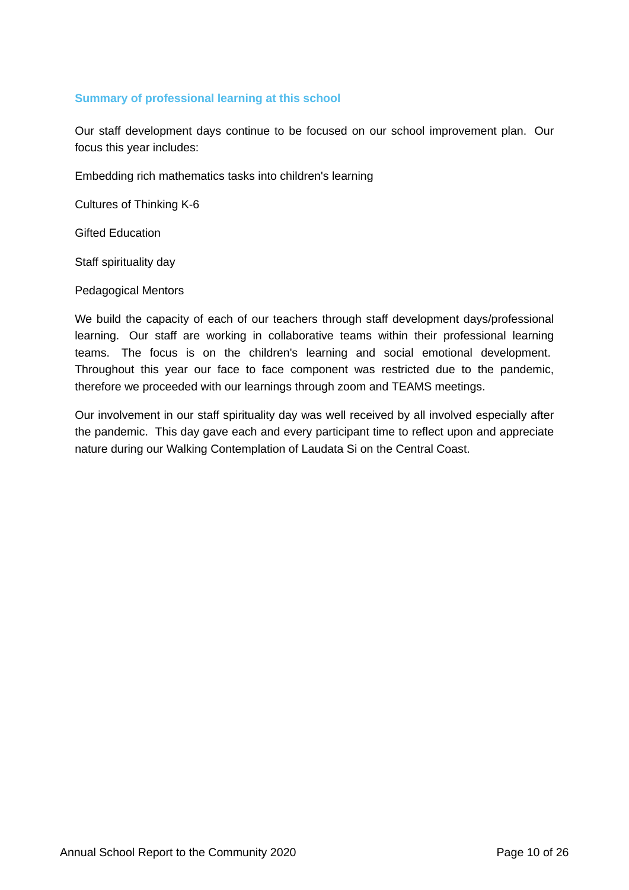### Summary of professional learning at this school

Our staff development days continue to be focused on our school improvement plan. Our focus this year includes:

Embedding rich mathematics tasks into children's learning

Cultures of Thinking K-6

Gifted Education

Staff spirituality day

Pedagogical Mentors

We build the capacity of each of our teachers through staff development days/professional learning. Our staff are working in collaborative teams within their professional learning teams. The focus is on the children's learning and social emotional development. Throughout this year our face to face component was restricted due to the pandemic, therefore we proceeded with our learnings through zoom and TEAMS meetings.

Our involvement in our staff spirituality day was well received by all involved especially after the pandemic. This day gave each and every participant time to reflect upon and appreciate nature during our Walking Contemplation of Laudata Si on the Central Coast.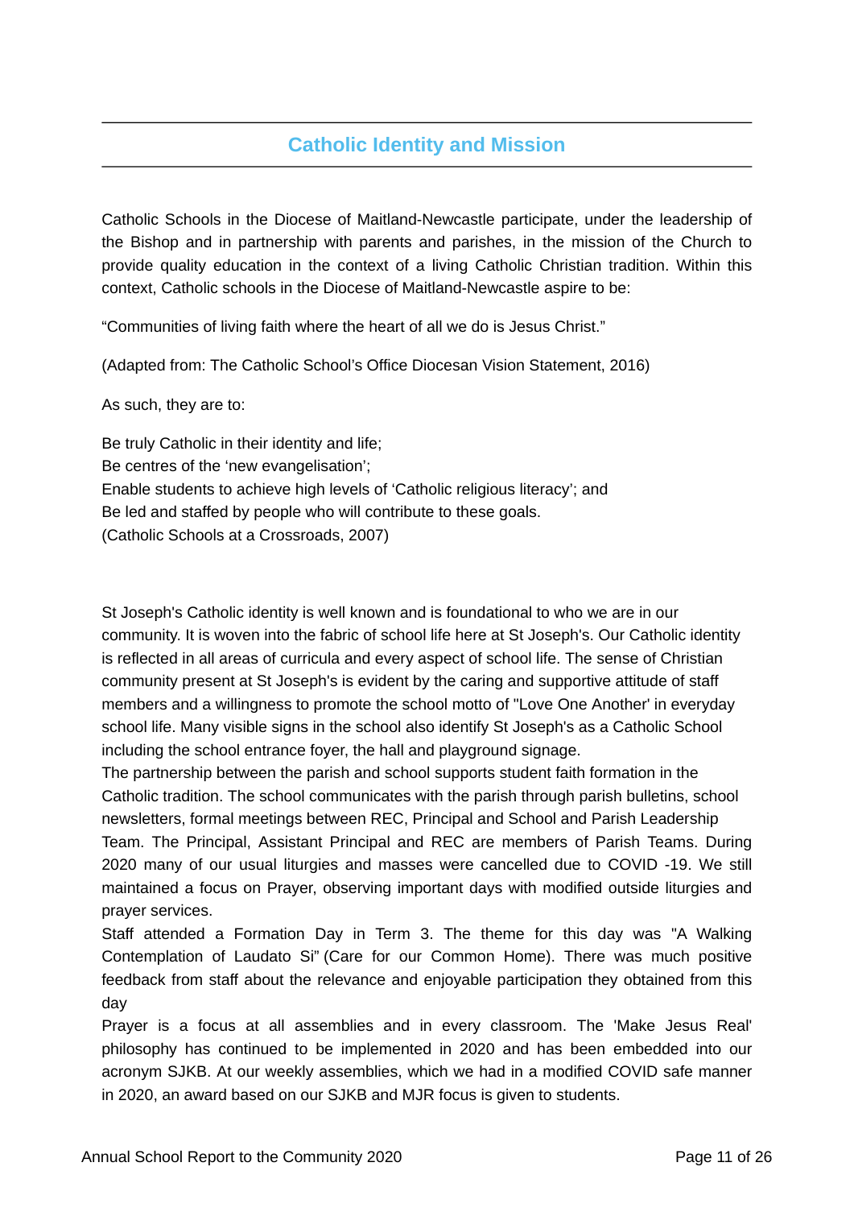## Catholic Identity and Mission

Catholic Schools in the Diocese of Maitland-Newcastle participate, under the leadership of the Bishop and in partnership with parents and parishes, in the mission of the Church to provide quality education in the context of a living Catholic Christian tradition. Within this context, Catholic schools in the Diocese of Maitland-Newcastle aspire to be:

"Communities of living faith where the heart of all we do is Jesus Christ."

(Adapted from: The Catholic School's Office Diocesan Vision Statement, 2016)

As such, they are to:

Be truly Catholic in their identity and life;
Be centres of the 'new evangelisation';
Enable students to achieve high levels of 'Catholic religious literacy'; and
Be led and staffed by people who will contribute to these goals.
(Catholic Schools at a Crossroads, 2007)

St Joseph's Catholic identity is well known and is foundational to who we are in our community. It is woven into the fabric of school life here at St Joseph's. Our Catholic identity is reflected in all areas of curricula and every aspect of school life. The sense of Christian community present at St Joseph's is evident by the caring and supportive attitude of staff members and a willingness to promote the school motto of "Love One Another' in everyday school life. Many visible signs in the school also identify St Joseph's as a Catholic School including the school entrance foyer, the hall and playground signage.

The partnership between the parish and school supports student faith formation in the Catholic tradition. The school communicates with the parish through parish bulletins, school newsletters, formal meetings between REC, Principal and School and Parish Leadership Team. The Principal, Assistant Principal and REC are members of Parish Teams. During 2020 many of our usual liturgies and masses were cancelled due to COVID -19. We still maintained a focus on Prayer, observing important days with modified outside liturgies and prayer services.

Staff attended a Formation Day in Term 3. The theme for this day was "A Walking Contemplation of Laudato Si" (Care for our Common Home). There was much positive feedback from staff about the relevance and enjoyable participation they obtained from this day

Prayer is a focus at all assemblies and in every classroom. The 'Make Jesus Real' philosophy has continued to be implemented in 2020 and has been embedded into our acronym SJKB. At our weekly assemblies, which we had in a modified COVID safe manner in 2020, an award based on our SJKB and MJR focus is given to students.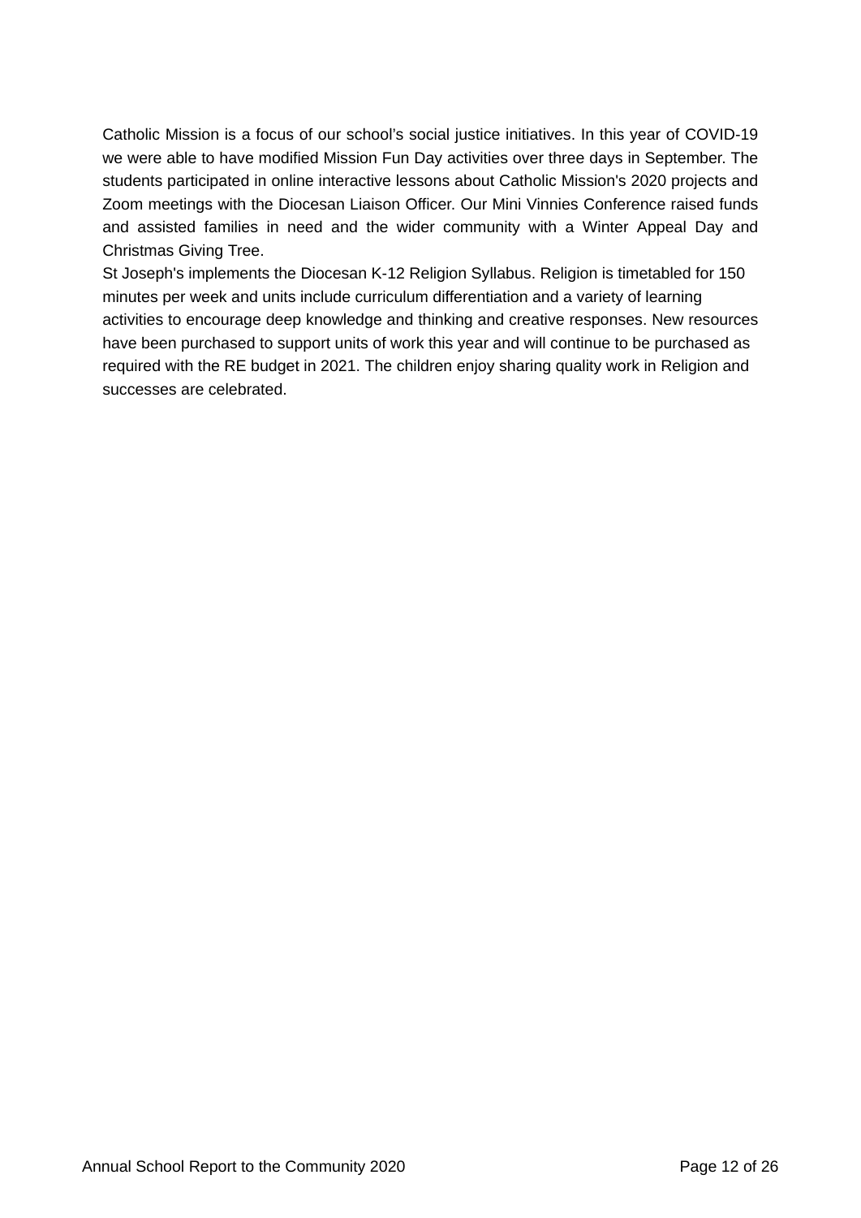Catholic Mission is a focus of our school's social justice initiatives. In this year of COVID-19 we were able to have modified Mission Fun Day activities over three days in September. The students participated in online interactive lessons about Catholic Mission's 2020 projects and Zoom meetings with the Diocesan Liaison Officer. Our Mini Vinnies Conference raised funds and assisted families in need and the wider community with a Winter Appeal Day and Christmas Giving Tree.

St Joseph's implements the Diocesan K-12 Religion Syllabus. Religion is timetabled for 150 minutes per week and units include curriculum differentiation and a variety of learning activities to encourage deep knowledge and thinking and creative responses. New resources have been purchased to support units of work this year and will continue to be purchased as required with the RE budget in 2021. The children enjoy sharing quality work in Religion and successes are celebrated.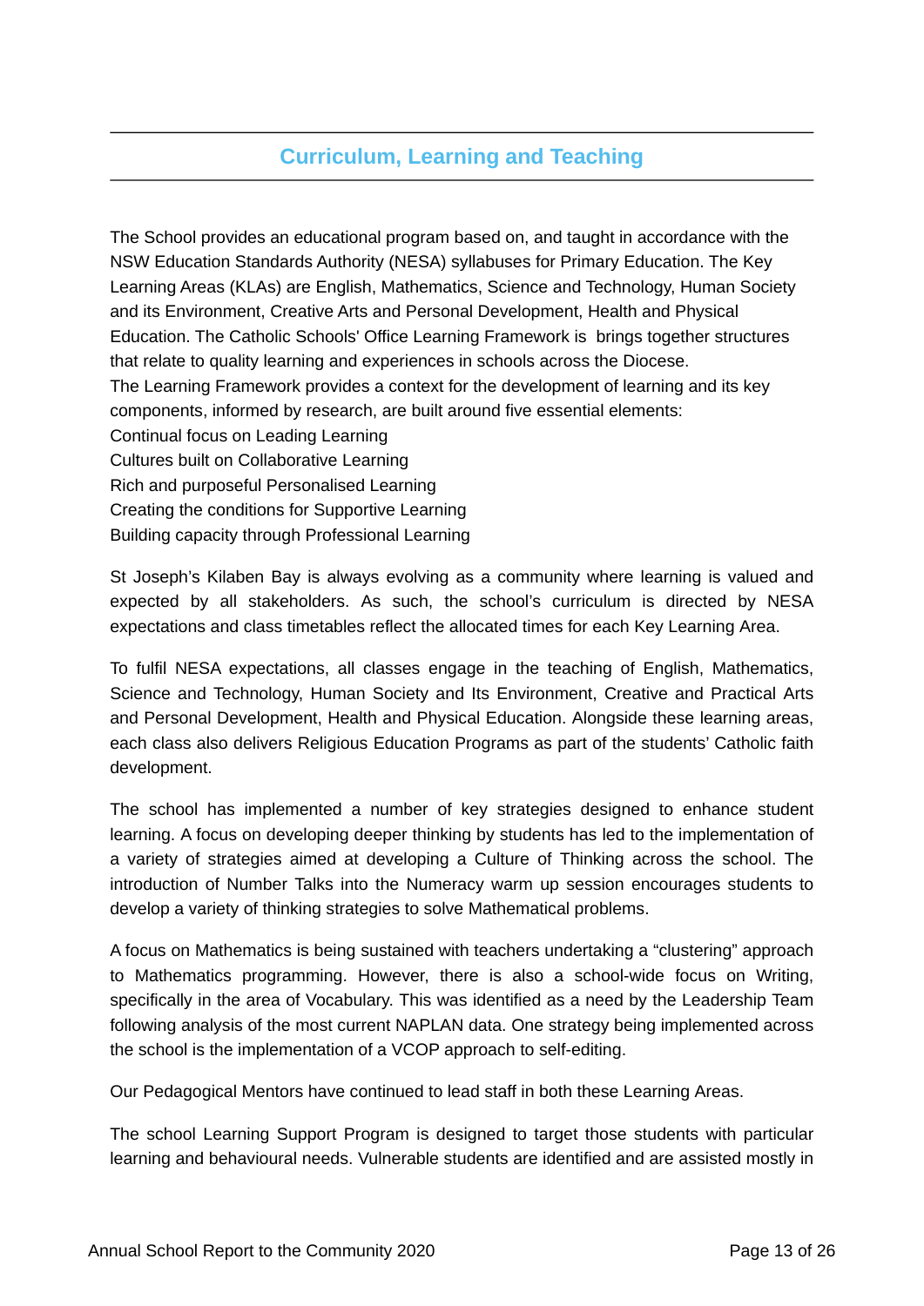## Curriculum, Learning and Teaching

The School provides an educational program based on, and taught in accordance with the NSW Education Standards Authority (NESA) syllabuses for Primary Education. The Key Learning Areas (KLAs) are English, Mathematics, Science and Technology, Human Society and its Environment, Creative Arts and Personal Development, Health and Physical Education. The Catholic Schools' Office Learning Framework is  brings together structures that relate to quality learning and experiences in schools across the Diocese.
The Learning Framework provides a context for the development of learning and its key components, informed by research, are built around five essential elements:
Continual focus on Leading Learning
Cultures built on Collaborative Learning
Rich and purposeful Personalised Learning
Creating the conditions for Supportive Learning
Building capacity through Professional Learning

St Joseph's Kilaben Bay is always evolving as a community where learning is valued and expected by all stakeholders. As such, the school's curriculum is directed by NESA expectations and class timetables reflect the allocated times for each Key Learning Area.

To fulfil NESA expectations, all classes engage in the teaching of English, Mathematics, Science and Technology, Human Society and Its Environment, Creative and Practical Arts and Personal Development, Health and Physical Education. Alongside these learning areas, each class also delivers Religious Education Programs as part of the students' Catholic faith development.

The school has implemented a number of key strategies designed to enhance student learning. A focus on developing deeper thinking by students has led to the implementation of a variety of strategies aimed at developing a Culture of Thinking across the school. The introduction of Number Talks into the Numeracy warm up session encourages students to develop a variety of thinking strategies to solve Mathematical problems.

A focus on Mathematics is being sustained with teachers undertaking a "clustering" approach to Mathematics programming. However, there is also a school-wide focus on Writing, specifically in the area of Vocabulary. This was identified as a need by the Leadership Team following analysis of the most current NAPLAN data. One strategy being implemented across the school is the implementation of a VCOP approach to self-editing.

Our Pedagogical Mentors have continued to lead staff in both these Learning Areas.

The school Learning Support Program is designed to target those students with particular learning and behavioural needs. Vulnerable students are identified and are assisted mostly in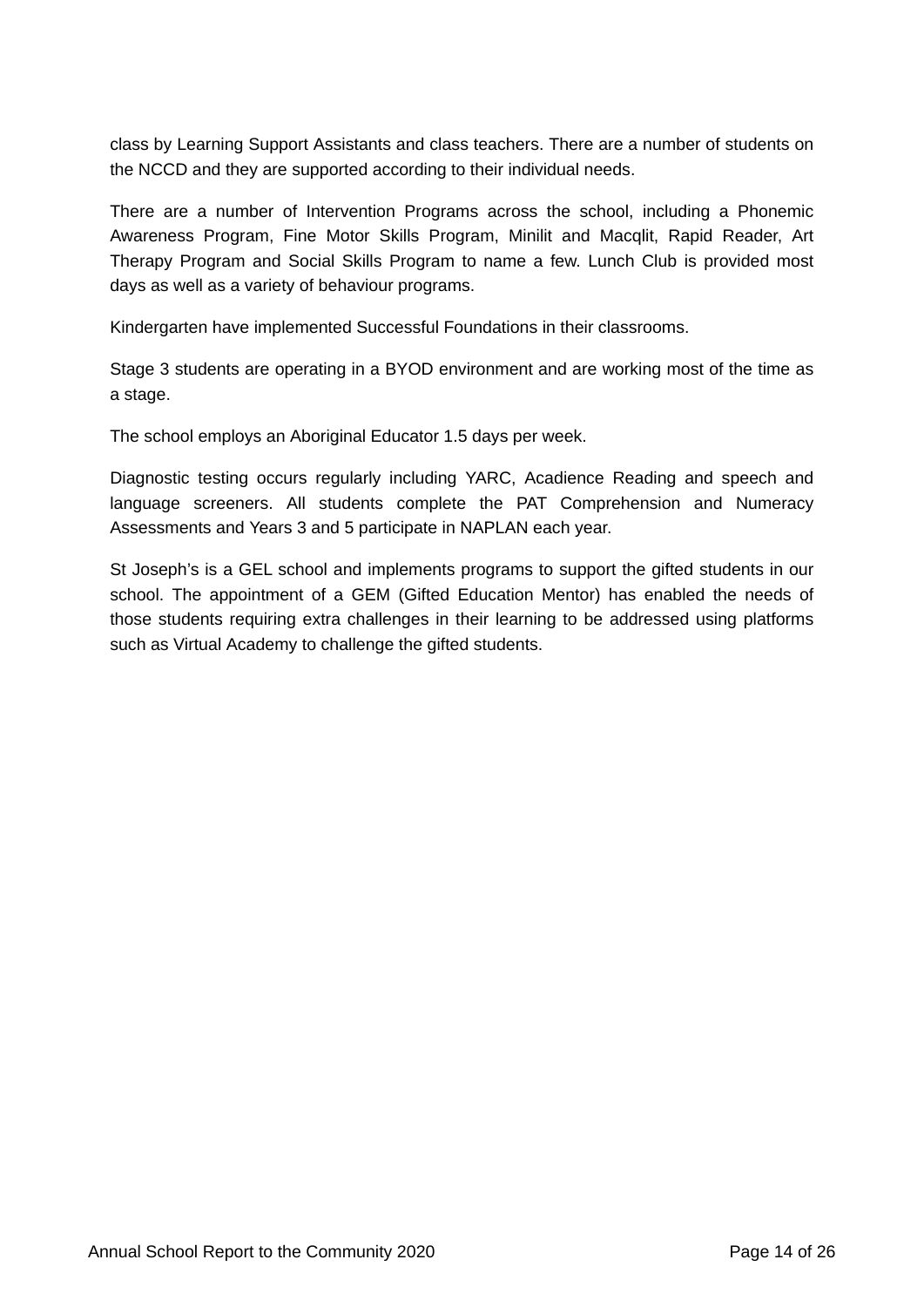class by Learning Support Assistants and class teachers. There are a number of students on the NCCD and they are supported according to their individual needs.

There are a number of Intervention Programs across the school, including a Phonemic Awareness Program, Fine Motor Skills Program, Minilit and Macqlit, Rapid Reader, Art Therapy Program and Social Skills Program to name a few. Lunch Club is provided most days as well as a variety of behaviour programs.

Kindergarten have implemented Successful Foundations in their classrooms.

Stage 3 students are operating in a BYOD environment and are working most of the time as a stage.

The school employs an Aboriginal Educator 1.5 days per week.

Diagnostic testing occurs regularly including YARC, Acadience Reading and speech and language screeners. All students complete the PAT Comprehension and Numeracy Assessments and Years 3 and 5 participate in NAPLAN each year.

St Joseph's is a GEL school and implements programs to support the gifted students in our school. The appointment of a GEM (Gifted Education Mentor) has enabled the needs of those students requiring extra challenges in their learning to be addressed using platforms such as Virtual Academy to challenge the gifted students.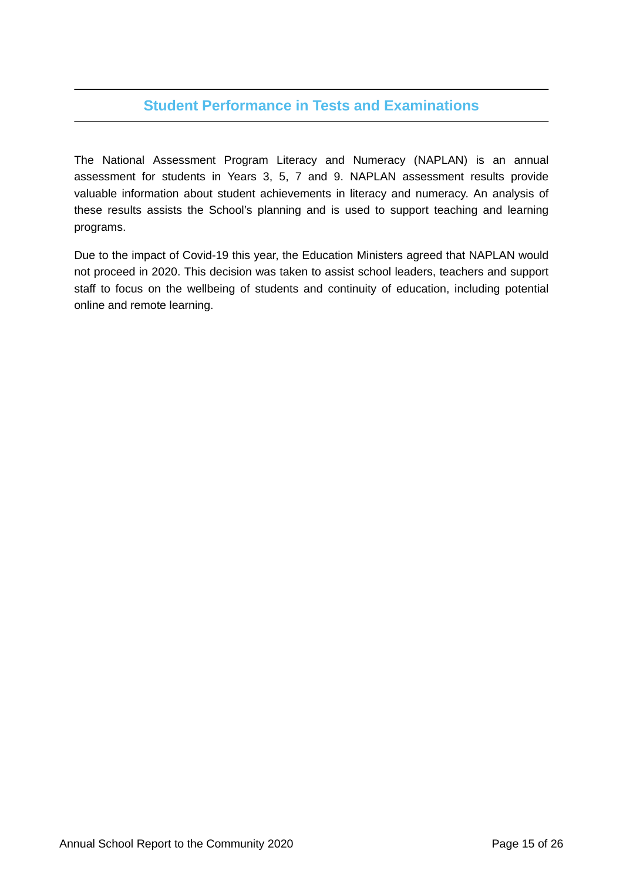## Student Performance in Tests and Examinations

The National Assessment Program Literacy and Numeracy (NAPLAN) is an annual assessment for students in Years 3, 5, 7 and 9. NAPLAN assessment results provide valuable information about student achievements in literacy and numeracy. An analysis of these results assists the School's planning and is used to support teaching and learning programs.

Due to the impact of Covid-19 this year, the Education Ministers agreed that NAPLAN would not proceed in 2020. This decision was taken to assist school leaders, teachers and support staff to focus on the wellbeing of students and continuity of education, including potential online and remote learning.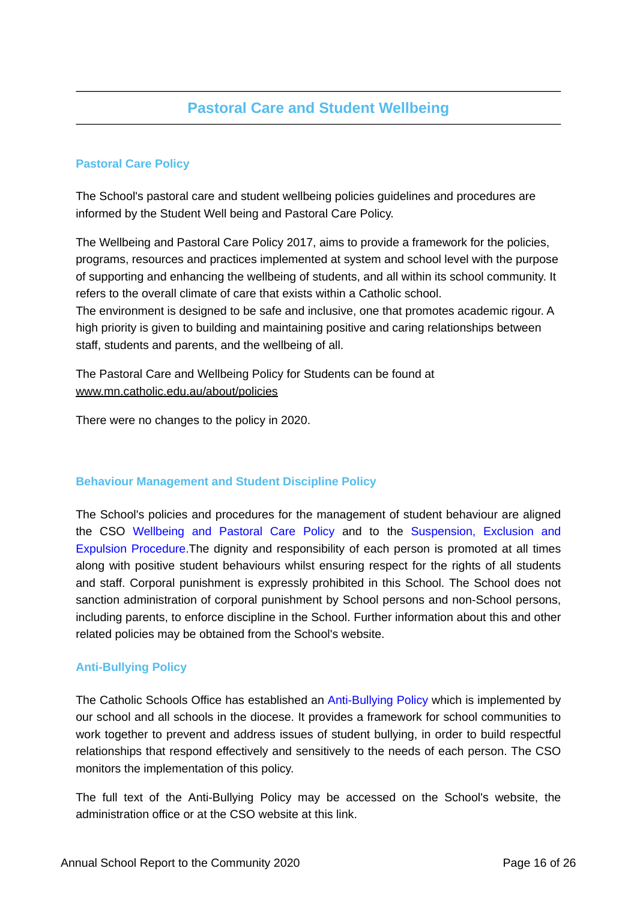## Pastoral Care and Student Wellbeing

### Pastoral Care Policy

The School's pastoral care and student wellbeing policies guidelines and procedures are informed by the Student Well being and Pastoral Care Policy.

The Wellbeing and Pastoral Care Policy 2017, aims to provide a framework for the policies, programs, resources and practices implemented at system and school level with the purpose of supporting and enhancing the wellbeing of students, and all within its school community. It refers to the overall climate of care that exists within a Catholic school.
The environment is designed to be safe and inclusive, one that promotes academic rigour. A high priority is given to building and maintaining positive and caring relationships between staff, students and parents, and the wellbeing of all.

The Pastoral Care and Wellbeing Policy for Students can be found at
www.mn.catholic.edu.au/about/policies

There were no changes to the policy in 2020.

### Behaviour Management and Student Discipline Policy

The School's policies and procedures for the management of student behaviour are aligned the CSO Wellbeing and Pastoral Care Policy and to the Suspension, Exclusion and Expulsion Procedure.The dignity and responsibility of each person is promoted at all times along with positive student behaviours whilst ensuring respect for the rights of all students and staff. Corporal punishment is expressly prohibited in this School. The School does not sanction administration of corporal punishment by School persons and non-School persons, including parents, to enforce discipline in the School. Further information about this and other related policies may be obtained from the School's website.

### Anti-Bullying Policy

The Catholic Schools Office has established an Anti-Bullying Policy which is implemented by our school and all schools in the diocese. It provides a framework for school communities to work together to prevent and address issues of student bullying, in order to build respectful relationships that respond effectively and sensitively to the needs of each person. The CSO monitors the implementation of this policy.

The full text of the Anti-Bullying Policy may be accessed on the School's website, the administration office or at the CSO website at this link.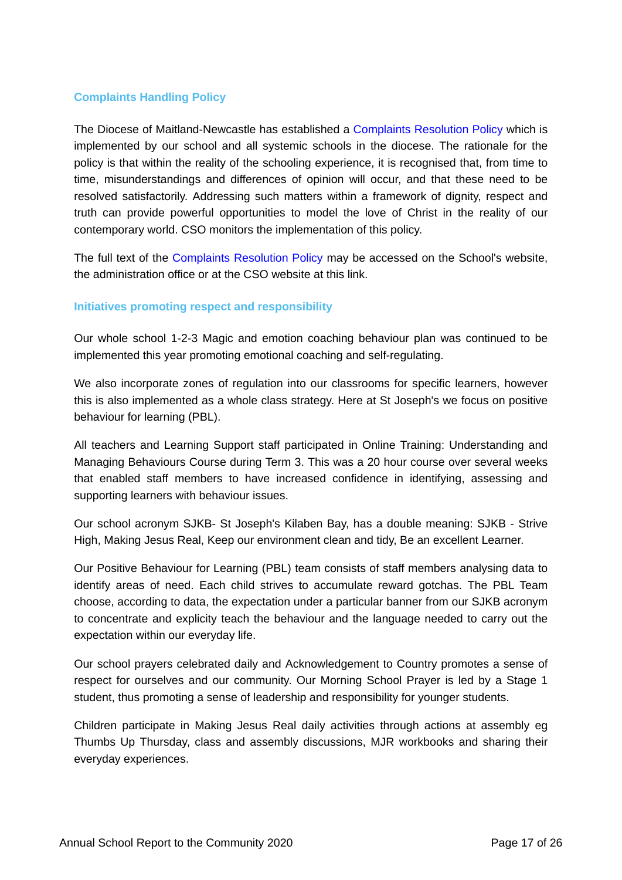## Complaints Handling Policy

The Diocese of Maitland-Newcastle has established a Complaints Resolution Policy which is implemented by our school and all systemic schools in the diocese. The rationale for the policy is that within the reality of the schooling experience, it is recognised that, from time to time, misunderstandings and differences of opinion will occur, and that these need to be resolved satisfactorily. Addressing such matters within a framework of dignity, respect and truth can provide powerful opportunities to model the love of Christ in the reality of our contemporary world. CSO monitors the implementation of this policy.

The full text of the Complaints Resolution Policy may be accessed on the School's website, the administration office or at the CSO website at this link.

## Initiatives promoting respect and responsibility

Our whole school 1-2-3 Magic and emotion coaching behaviour plan was continued to be implemented this year promoting emotional coaching and self-regulating.

We also incorporate zones of regulation into our classrooms for specific learners, however this is also implemented as a whole class strategy. Here at St Joseph's we focus on positive behaviour for learning (PBL).

All teachers and Learning Support staff participated in Online Training: Understanding and Managing Behaviours Course during Term 3. This was a 20 hour course over several weeks that enabled staff members to have increased confidence in identifying, assessing and supporting learners with behaviour issues.

Our school acronym SJKB- St Joseph's Kilaben Bay, has a double meaning: SJKB - Strive High, Making Jesus Real, Keep our environment clean and tidy, Be an excellent Learner.

Our Positive Behaviour for Learning (PBL) team consists of staff members analysing data to identify areas of need. Each child strives to accumulate reward gotchas. The PBL Team choose, according to data, the expectation under a particular banner from our SJKB acronym to concentrate and explicity teach the behaviour and the language needed to carry out the expectation within our everyday life.

Our school prayers celebrated daily and Acknowledgement to Country promotes a sense of respect for ourselves and our community. Our Morning School Prayer is led by a Stage 1 student, thus promoting a sense of leadership and responsibility for younger students.

Children participate in Making Jesus Real daily activities through actions at assembly eg Thumbs Up Thursday, class and assembly discussions, MJR workbooks and sharing their everyday experiences.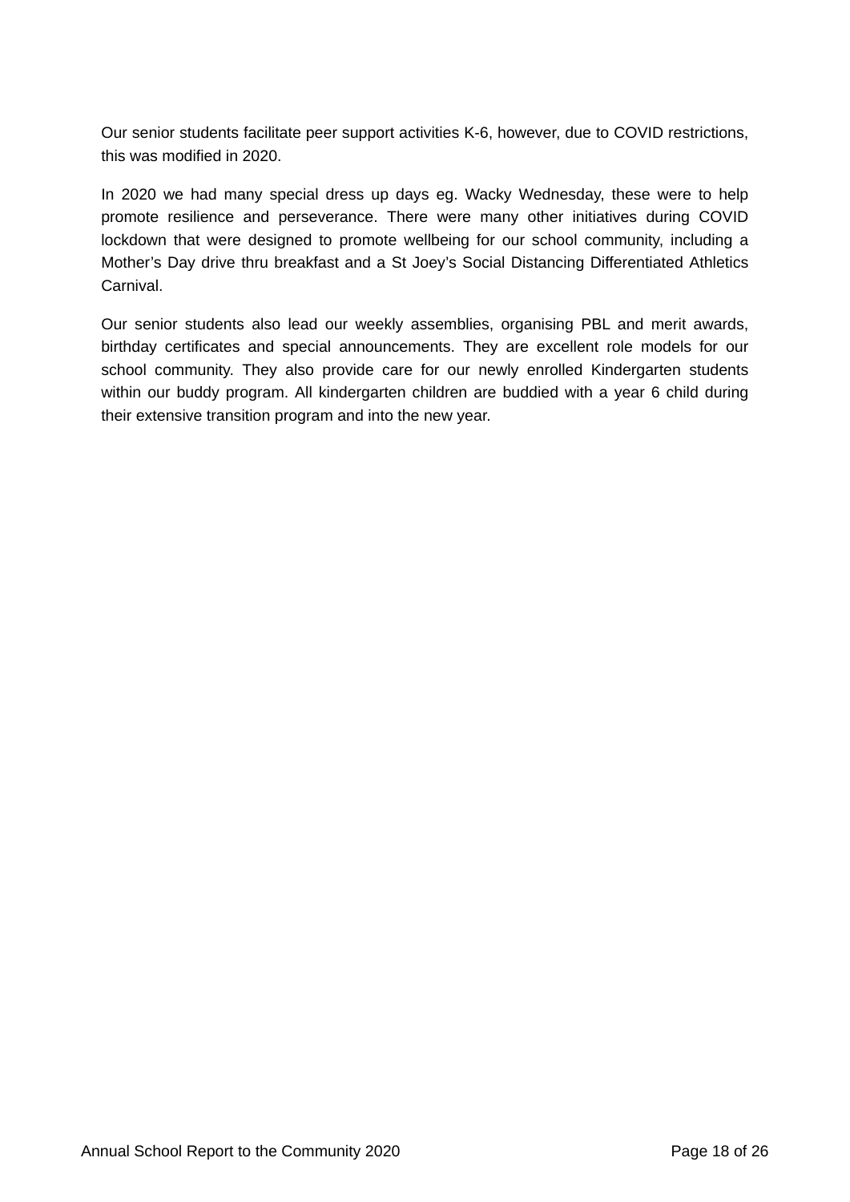Our senior students facilitate peer support activities K-6, however, due to COVID restrictions, this was modified in 2020.

In 2020 we had many special dress up days eg. Wacky Wednesday, these were to help promote resilience and perseverance. There were many other initiatives during COVID lockdown that were designed to promote wellbeing for our school community, including a Mother's Day drive thru breakfast and a St Joey's Social Distancing Differentiated Athletics Carnival.

Our senior students also lead our weekly assemblies, organising PBL and merit awards, birthday certificates and special announcements. They are excellent role models for our school community. They also provide care for our newly enrolled Kindergarten students within our buddy program. All kindergarten children are buddied with a year 6 child during their extensive transition program and into the new year.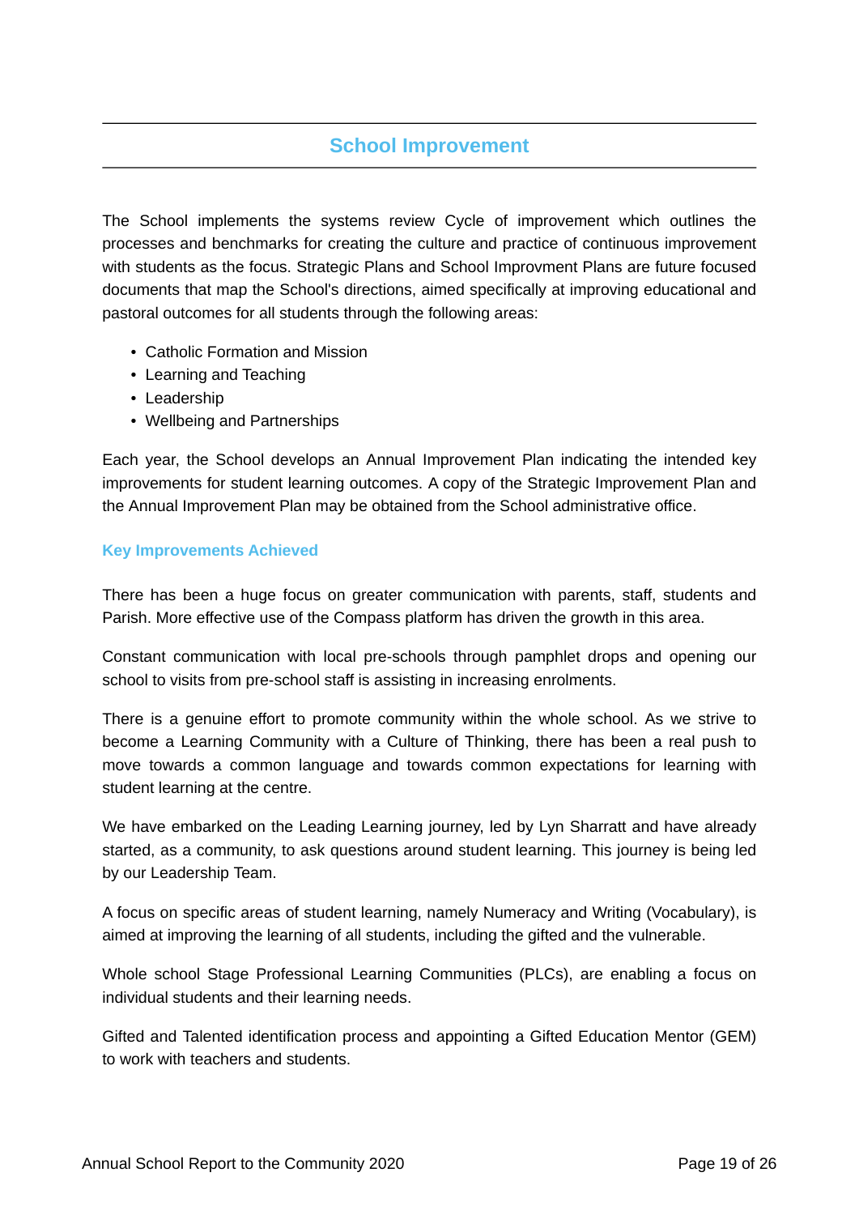## School Improvement

The School implements the systems review Cycle of improvement which outlines the processes and benchmarks for creating the culture and practice of continuous improvement with students as the focus. Strategic Plans and School Improvment Plans are future focused documents that map the School's directions, aimed specifically at improving educational and pastoral outcomes for all students through the following areas:

- Catholic Formation and Mission
- Learning and Teaching
- Leadership
- Wellbeing and Partnerships

Each year, the School develops an Annual Improvement Plan indicating the intended key improvements for student learning outcomes. A copy of the Strategic Improvement Plan and the Annual Improvement Plan may be obtained from the School administrative office.

### Key Improvements Achieved

There has been a huge focus on greater communication with parents, staff, students and Parish. More effective use of the Compass platform has driven the growth in this area.

Constant communication with local pre-schools through pamphlet drops and opening our school to visits from pre-school staff is assisting in increasing enrolments.

There is a genuine effort to promote community within the whole school. As we strive to become a Learning Community with a Culture of Thinking, there has been a real push to move towards a common language and towards common expectations for learning with student learning at the centre.

We have embarked on the Leading Learning journey, led by Lyn Sharratt and have already started, as a community, to ask questions around student learning. This journey is being led by our Leadership Team.

A focus on specific areas of student learning, namely Numeracy and Writing (Vocabulary), is aimed at improving the learning of all students, including the gifted and the vulnerable.

Whole school Stage Professional Learning Communities (PLCs), are enabling a focus on individual students and their learning needs.

Gifted and Talented identification process and appointing a Gifted Education Mentor (GEM) to work with teachers and students.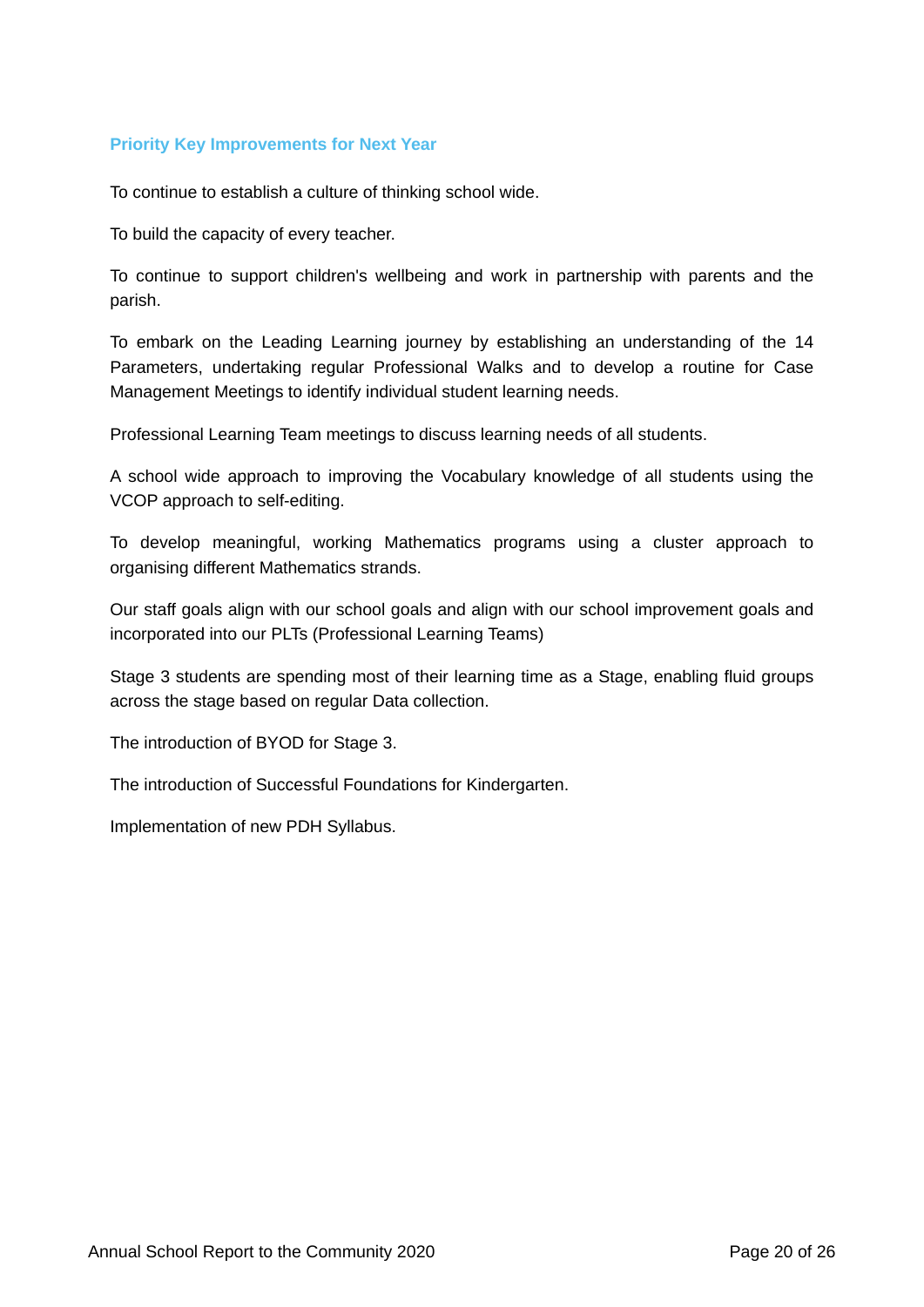### Priority Key Improvements for Next Year

To continue to establish a culture of thinking school wide.

To build the capacity of every teacher.

To continue to support children's wellbeing and work in partnership with parents and the parish.

To embark on the Leading Learning journey by establishing an understanding of the 14 Parameters, undertaking regular Professional Walks and to develop a routine for Case Management Meetings to identify individual student learning needs.

Professional Learning Team meetings to discuss learning needs of all students.

A school wide approach to improving the Vocabulary knowledge of all students using the VCOP approach to self-editing.

To develop meaningful, working Mathematics programs using a cluster approach to organising different Mathematics strands.

Our staff goals align with our school goals and align with our school improvement goals and incorporated into our PLTs (Professional Learning Teams)

Stage 3 students are spending most of their learning time as a Stage, enabling fluid groups across the stage based on regular Data collection.

The introduction of BYOD for Stage 3.

The introduction of Successful Foundations for Kindergarten.

Implementation of new PDH Syllabus.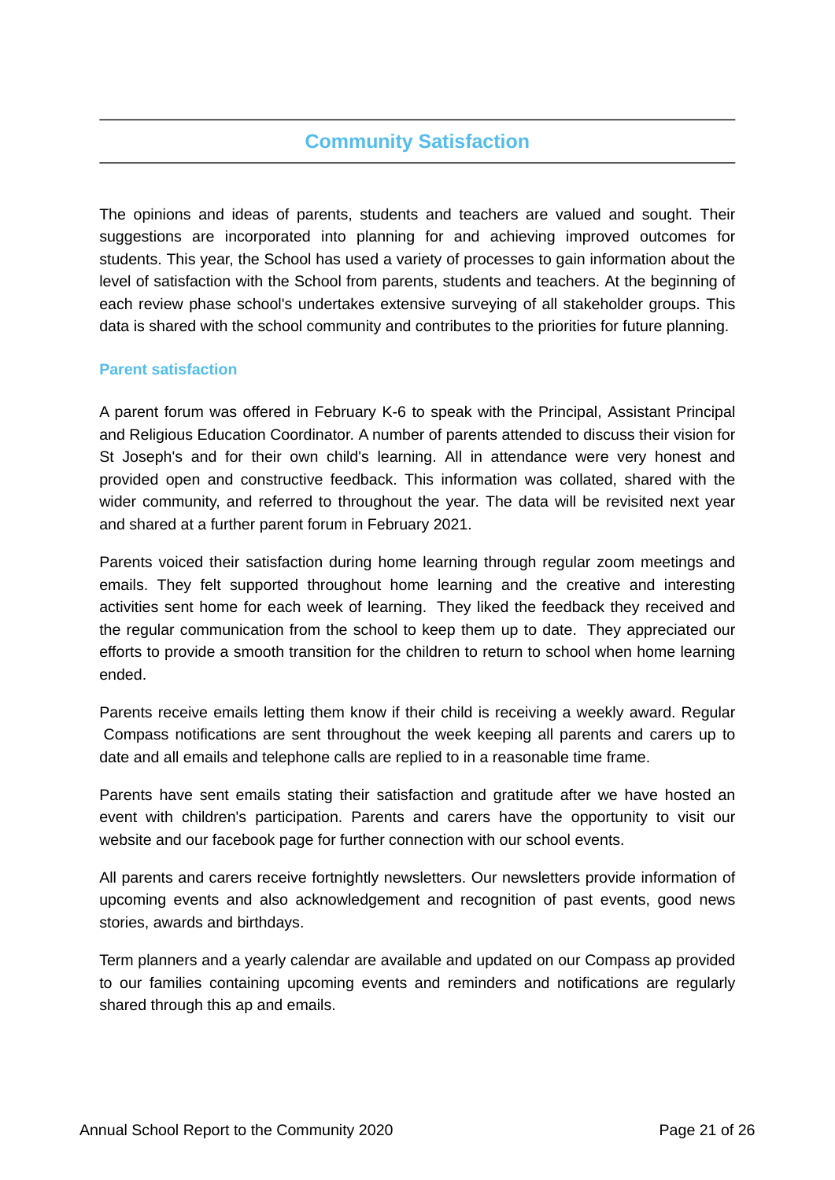## Community Satisfaction

The opinions and ideas of parents, students and teachers are valued and sought. Their suggestions are incorporated into planning for and achieving improved outcomes for students. This year, the School has used a variety of processes to gain information about the level of satisfaction with the School from parents, students and teachers. At the beginning of each review phase school's undertakes extensive surveying of all stakeholder groups. This data is shared with the school community and contributes to the priorities for future planning.

### Parent satisfaction

A parent forum was offered in February K-6 to speak with the Principal, Assistant Principal and Religious Education Coordinator. A number of parents attended to discuss their vision for St Joseph's and for their own child's learning. All in attendance were very honest and provided open and constructive feedback. This information was collated, shared with the wider community, and referred to throughout the year. The data will be revisited next year and shared at a further parent forum in February 2021.

Parents voiced their satisfaction during home learning through regular zoom meetings and emails. They felt supported throughout home learning and the creative and interesting activities sent home for each week of learning. They liked the feedback they received and the regular communication from the school to keep them up to date. They appreciated our efforts to provide a smooth transition for the children to return to school when home learning ended.

Parents receive emails letting them know if their child is receiving a weekly award. Regular Compass notifications are sent throughout the week keeping all parents and carers up to date and all emails and telephone calls are replied to in a reasonable time frame.

Parents have sent emails stating their satisfaction and gratitude after we have hosted an event with children's participation. Parents and carers have the opportunity to visit our website and our facebook page for further connection with our school events.

All parents and carers receive fortnightly newsletters. Our newsletters provide information of upcoming events and also acknowledgement and recognition of past events, good news stories, awards and birthdays.

Term planners and a yearly calendar are available and updated on our Compass ap provided to our families containing upcoming events and reminders and notifications are regularly shared through this ap and emails.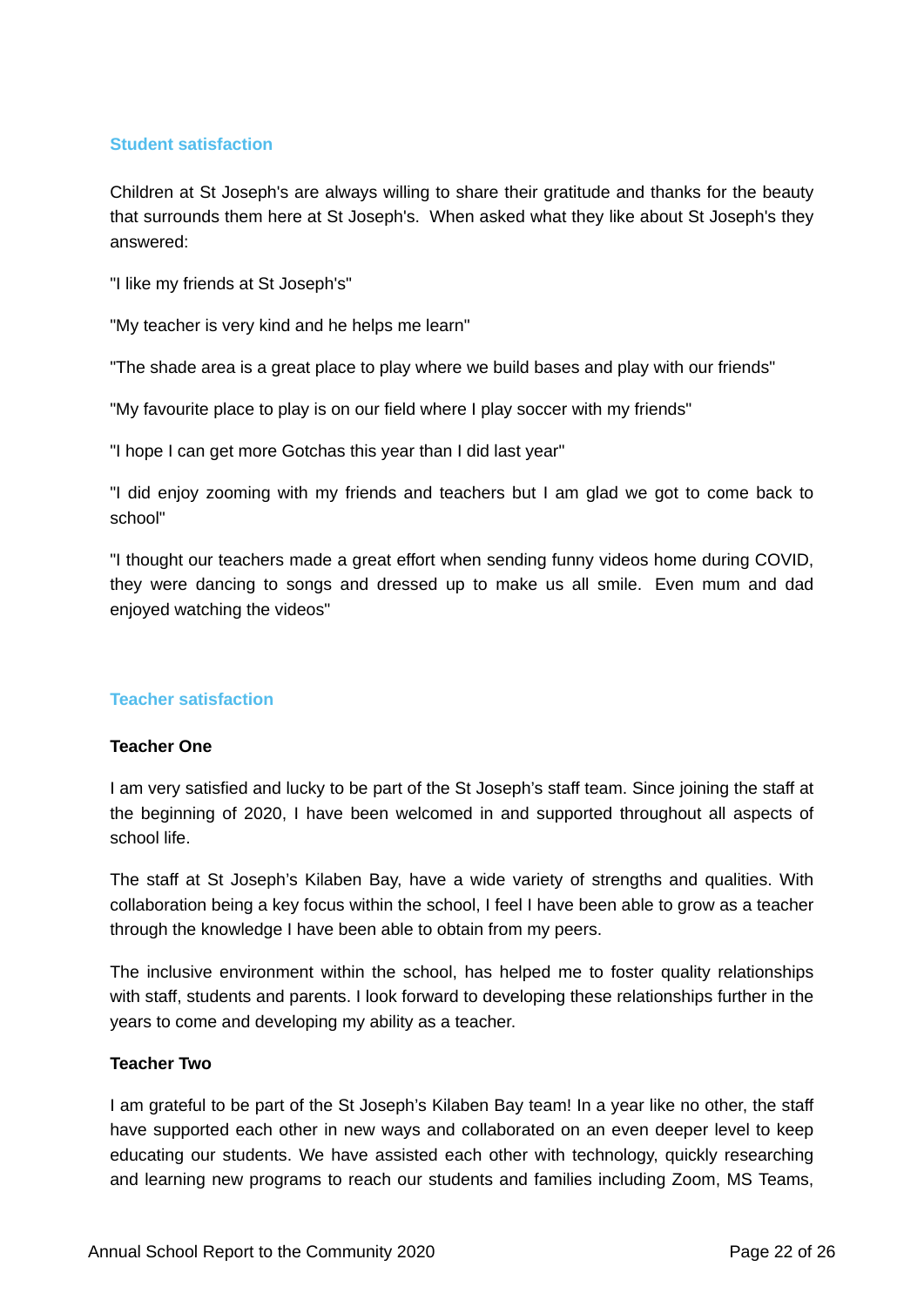## Student satisfaction

Children at St Joseph's are always willing to share their gratitude and thanks for the beauty that surrounds them here at St Joseph's. When asked what they like about St Joseph's they answered:

"I like my friends at St Joseph's"

"My teacher is very kind and he helps me learn"

"The shade area is a great place to play where we build bases and play with our friends"

"My favourite place to play is on our field where I play soccer with my friends"

"I hope I can get more Gotchas this year than I did last year"

"I did enjoy zooming with my friends and teachers but I am glad we got to come back to school"

"I thought our teachers made a great effort when sending funny videos home during COVID, they were dancing to songs and dressed up to make us all smile. Even mum and dad enjoyed watching the videos"

## Teacher satisfaction

**Teacher One**

I am very satisfied and lucky to be part of the St Joseph's staff team. Since joining the staff at the beginning of 2020, I have been welcomed in and supported throughout all aspects of school life.

The staff at St Joseph's Kilaben Bay, have a wide variety of strengths and qualities. With collaboration being a key focus within the school, I feel I have been able to grow as a teacher through the knowledge I have been able to obtain from my peers.

The inclusive environment within the school, has helped me to foster quality relationships with staff, students and parents. I look forward to developing these relationships further in the years to come and developing my ability as a teacher.

**Teacher Two**

I am grateful to be part of the St Joseph's Kilaben Bay team! In a year like no other, the staff have supported each other in new ways and collaborated on an even deeper level to keep educating our students. We have assisted each other with technology, quickly researching and learning new programs to reach our students and families including Zoom, MS Teams,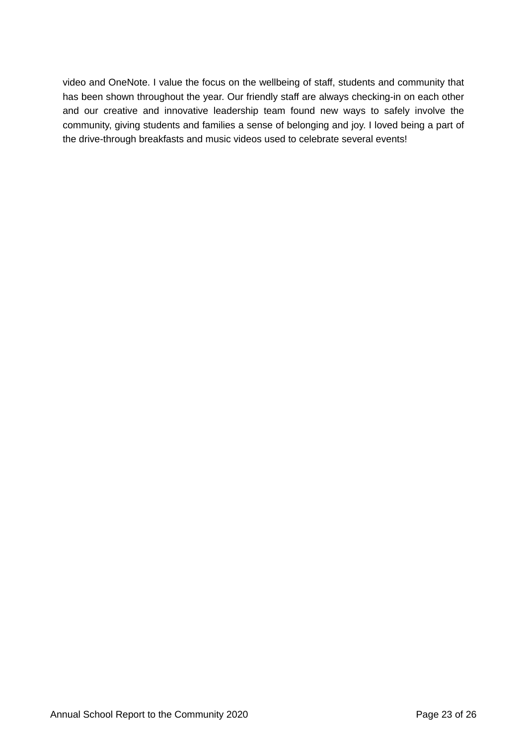video and OneNote. I value the focus on the wellbeing of staff, students and community that has been shown throughout the year. Our friendly staff are always checking-in on each other and our creative and innovative leadership team found new ways to safely involve the community, giving students and families a sense of belonging and joy. I loved being a part of the drive-through breakfasts and music videos used to celebrate several events!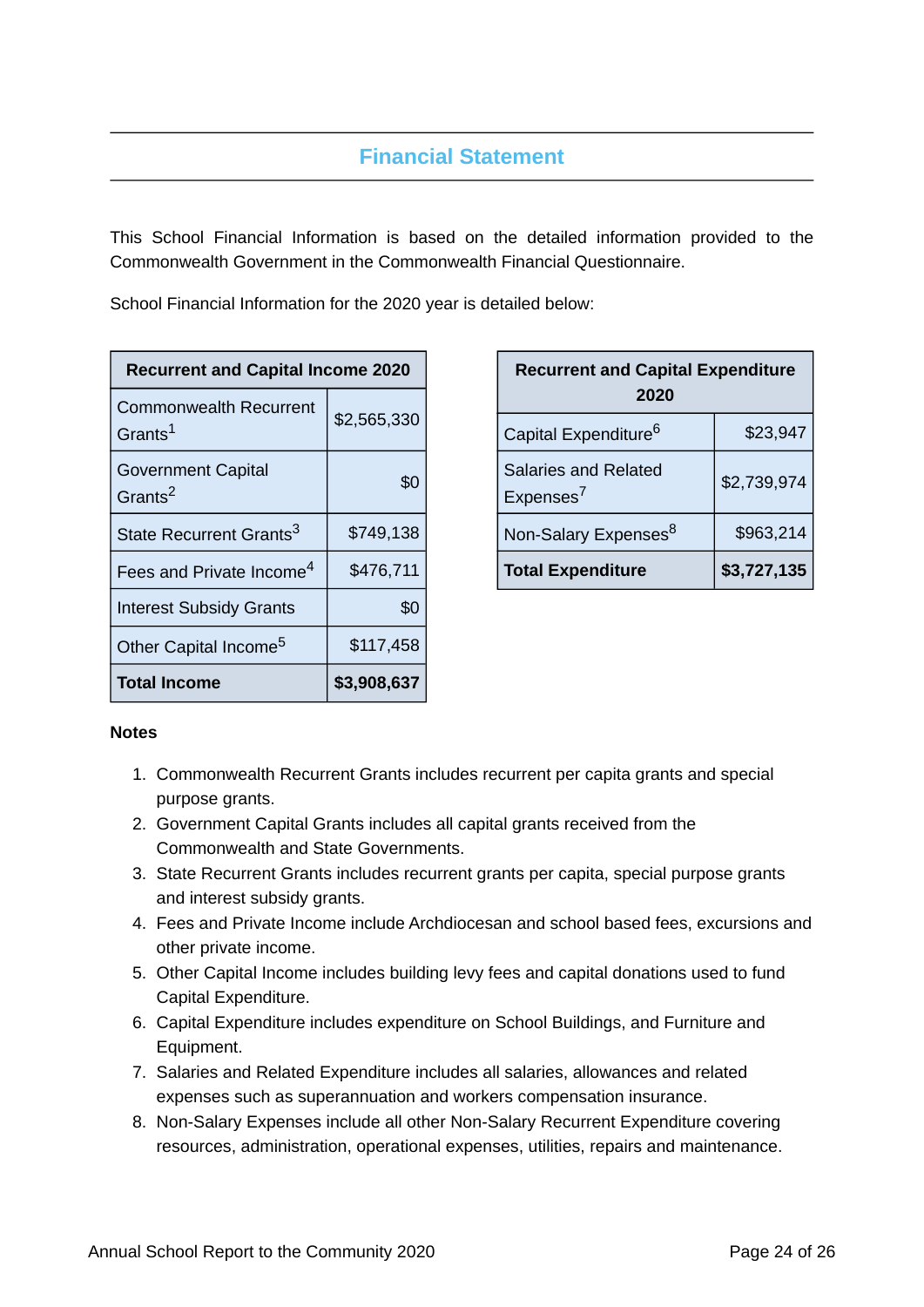## Financial Statement

This School Financial Information is based on the detailed information provided to the Commonwealth Government in the Commonwealth Financial Questionnaire.

School Financial Information for the 2020 year is detailed below:

| Recurrent and Capital Income 2020 | |
|---|---|
| Commonwealth Recurrent Grants[1] | $2,565,330 |
| Government Capital Grants[2] | $0 |
| State Recurrent Grants[3] | $749,138 |
| Fees and Private Income[4] | $476,711 |
| Interest Subsidy Grants | $0 |
| Other Capital Income[5] | $117,458 |
| **Total Income** | **$3,908,637** |

| Recurrent and Capital Expenditure 2020 | |
|---|---|
| Capital Expenditure[6] | $23,947 |
| Salaries and Related Expenses[7] | $2,739,974 |
| Non-Salary Expenses[8] | $963,214 |
| **Total Expenditure** | **$3,727,135** |

**Notes**

1. Commonwealth Recurrent Grants includes recurrent per capita grants and special purpose grants.
2. Government Capital Grants includes all capital grants received from the Commonwealth and State Governments.
3. State Recurrent Grants includes recurrent grants per capita, special purpose grants and interest subsidy grants.
4. Fees and Private Income include Archdiocesan and school based fees, excursions and other private income.
5. Other Capital Income includes building levy fees and capital donations used to fund Capital Expenditure.
6. Capital Expenditure includes expenditure on School Buildings, and Furniture and Equipment.
7. Salaries and Related Expenditure includes all salaries, allowances and related expenses such as superannuation and workers compensation insurance.
8. Non-Salary Expenses include all other Non-Salary Recurrent Expenditure covering resources, administration, operational expenses, utilities, repairs and maintenance.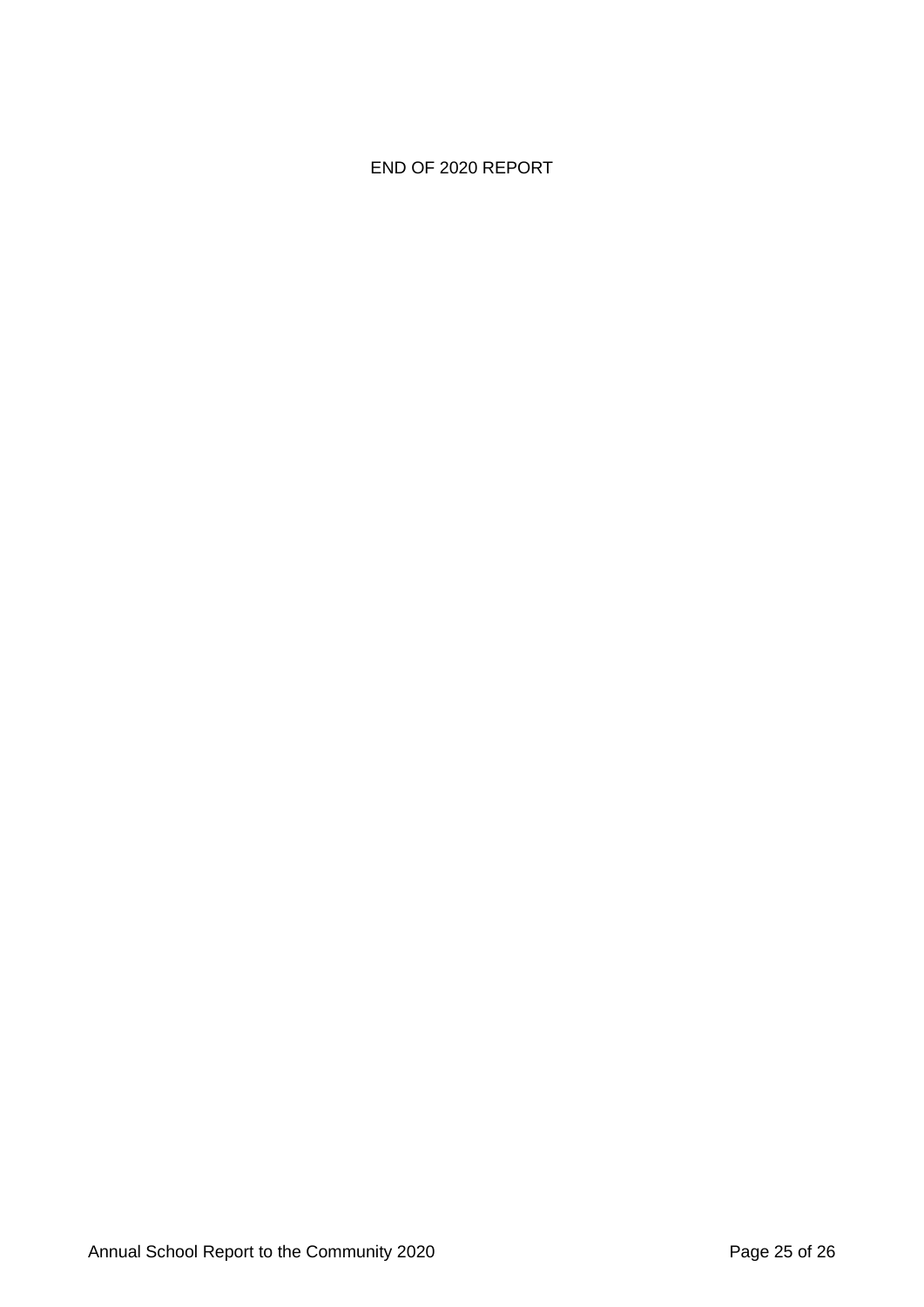END OF 2020 REPORT